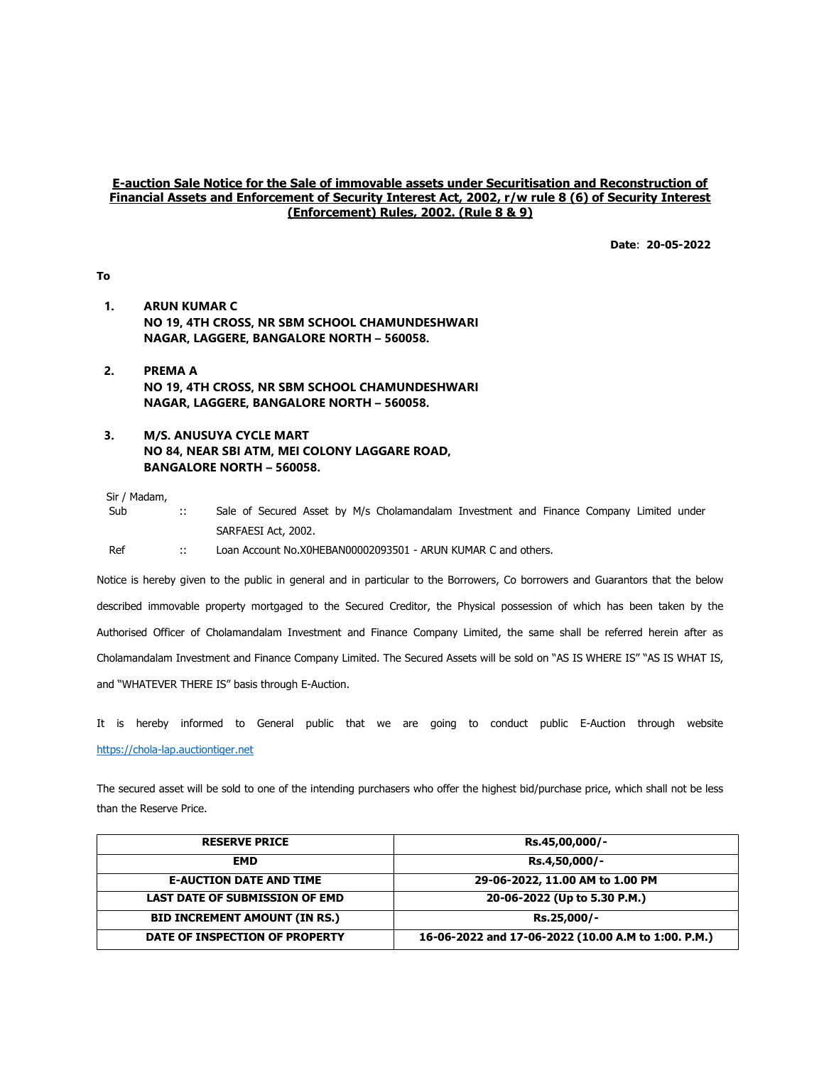**E-auction Sale Notice for the Sale of immovable assets under Securitisation and Reconstruction of Financial Assets and Enforcement of Security Interest Act, 2002, r/w rule 8 (6) of Security Interest (Enforcement) Rules, 2002. (Rule 8 & 9)**

**Date**: **20-05-2022**

**To**

1. **ARUN KUMAR C**
   **NO 19, 4TH CROSS, NR SBM SCHOOL CHAMUNDESHWARI NAGAR, LAGGERE, BANGALORE NORTH – 560058.**

2. **PREMA A**
   **NO 19, 4TH CROSS, NR SBM SCHOOL CHAMUNDESHWARI NAGAR, LAGGERE, BANGALORE NORTH – 560058.**

3. **M/S. ANUSUYA CYCLE MART**
   **NO 84, NEAR SBI ATM, MEI COLONY LAGGARE ROAD, BANGALORE NORTH – 560058.**

Sir / Madam,

Sub :: Sale of Secured Asset by M/s Cholamandalam Investment and Finance Company Limited under SARFAESI Act, 2002.

Ref :: Loan Account No.X0HEBAN00002093501 - ARUN KUMAR C and others.

Notice is hereby given to the public in general and in particular to the Borrowers, Co borrowers and Guarantors that the below described immovable property mortgaged to the Secured Creditor, the Physical possession of which has been taken by the Authorised Officer of Cholamandalam Investment and Finance Company Limited, the same shall be referred herein after as Cholamandalam Investment and Finance Company Limited. The Secured Assets will be sold on "AS IS WHERE IS" "AS IS WHAT IS, and "WHATEVER THERE IS" basis through E-Auction.

It is hereby informed to General public that we are going to conduct public E-Auction through website https://chola-lap.auctiontiger.net

The secured asset will be sold to one of the intending purchasers who offer the highest bid/purchase price, which shall not be less than the Reserve Price.

| RESERVE PRICE | Rs.45,00,000/- |
|---|---|
| EMD | Rs.4,50,000/- |
| E-AUCTION DATE AND TIME | 29-06-2022, 11.00 AM to 1.00 PM |
| LAST DATE OF SUBMISSION OF EMD | 20-06-2022 (Up to 5.30 P.M.) |
| BID INCREMENT AMOUNT (IN RS.) | Rs.25,000/- |
| DATE OF INSPECTION OF PROPERTY | 16-06-2022 and 17-06-2022 (10.00 A.M to 1:00. P.M.) |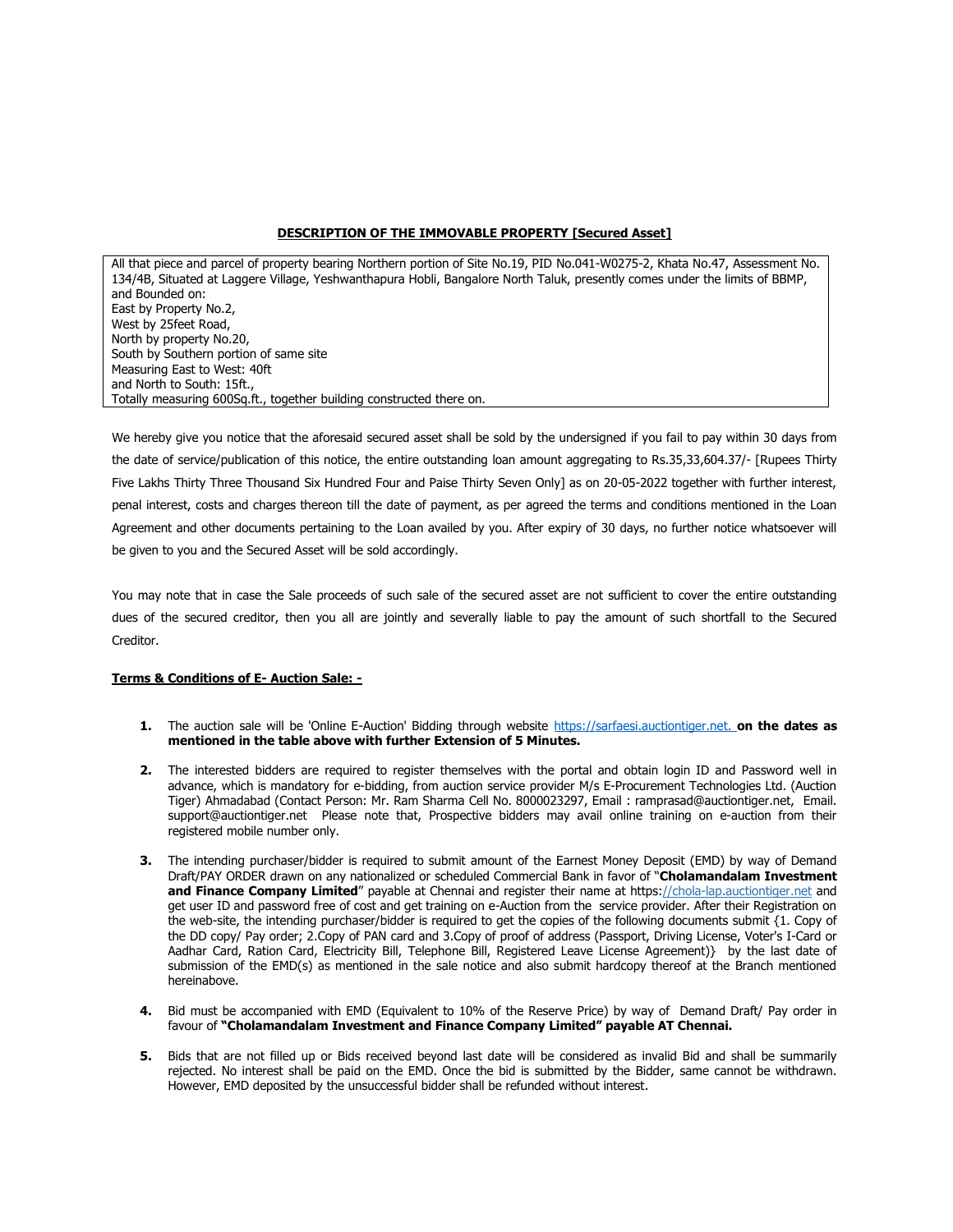**DESCRIPTION OF THE IMMOVABLE PROPERTY [Secured Asset]**

All that piece and parcel of property bearing Northern portion of Site No.19, PID No.041-W0275-2, Khata No.47, Assessment No. 134/4B, Situated at Laggere Village, Yeshwanthapura Hobli, Bangalore North Taluk, presently comes under the limits of BBMP, and Bounded on:
East by Property No.2,
West by 25feet Road,
North by property No.20,
South by Southern portion of same site
Measuring East to West: 40ft
and North to South: 15ft.,
Totally measuring 600Sq.ft., together building constructed there on.

We hereby give you notice that the aforesaid secured asset shall be sold by the undersigned if you fail to pay within 30 days from the date of service/publication of this notice, the entire outstanding loan amount aggregating to Rs.35,33,604.37/- [Rupees Thirty Five Lakhs Thirty Three Thousand Six Hundred Four and Paise Thirty Seven Only] as on 20-05-2022 together with further interest, penal interest, costs and charges thereon till the date of payment, as per agreed the terms and conditions mentioned in the Loan Agreement and other documents pertaining to the Loan availed by you. After expiry of 30 days, no further notice whatsoever will be given to you and the Secured Asset will be sold accordingly.

You may note that in case the Sale proceeds of such sale of the secured asset are not sufficient to cover the entire outstanding dues of the secured creditor, then you all are jointly and severally liable to pay the amount of such shortfall to the Secured Creditor.

**Terms & Conditions of E- Auction Sale: -**

1. The auction sale will be 'Online E-Auction' Bidding through website https://sarfaesi.auctiontiger.net. **on the dates as mentioned in the table above with further Extension of 5 Minutes.**

2. The interested bidders are required to register themselves with the portal and obtain login ID and Password well in advance, which is mandatory for e-bidding, from auction service provider M/s E-Procurement Technologies Ltd. (Auction Tiger) Ahmadabad (Contact Person: Mr. Ram Sharma Cell No. 8000023297, Email : ramprasad@auctiontiger.net, Email. support@auctiontiger.net Please note that, Prospective bidders may avail online training on e-auction from their registered mobile number only.

3. The intending purchaser/bidder is required to submit amount of the Earnest Money Deposit (EMD) by way of Demand Draft/PAY ORDER drawn on any nationalized or scheduled Commercial Bank in favor of "**Cholamandalam Investment and Finance Company Limited**" payable at Chennai and register their name at https://chola-lap.auctiontiger.net and get user ID and password free of cost and get training on e-Auction from the service provider. After their Registration on the web-site, the intending purchaser/bidder is required to get the copies of the following documents submit {1. Copy of the DD copy/ Pay order; 2.Copy of PAN card and 3.Copy of proof of address (Passport, Driving License, Voter's I-Card or Aadhar Card, Ration Card, Electricity Bill, Telephone Bill, Registered Leave License Agreement)} by the last date of submission of the EMD(s) as mentioned in the sale notice and also submit hardcopy thereof at the Branch mentioned hereinabove.

4. Bid must be accompanied with EMD (Equivalent to 10% of the Reserve Price) by way of Demand Draft/ Pay order in favour of **"Cholamandalam Investment and Finance Company Limited" payable AT Chennai.**

5. Bids that are not filled up or Bids received beyond last date will be considered as invalid Bid and shall be summarily rejected. No interest shall be paid on the EMD. Once the bid is submitted by the Bidder, same cannot be withdrawn. However, EMD deposited by the unsuccessful bidder shall be refunded without interest.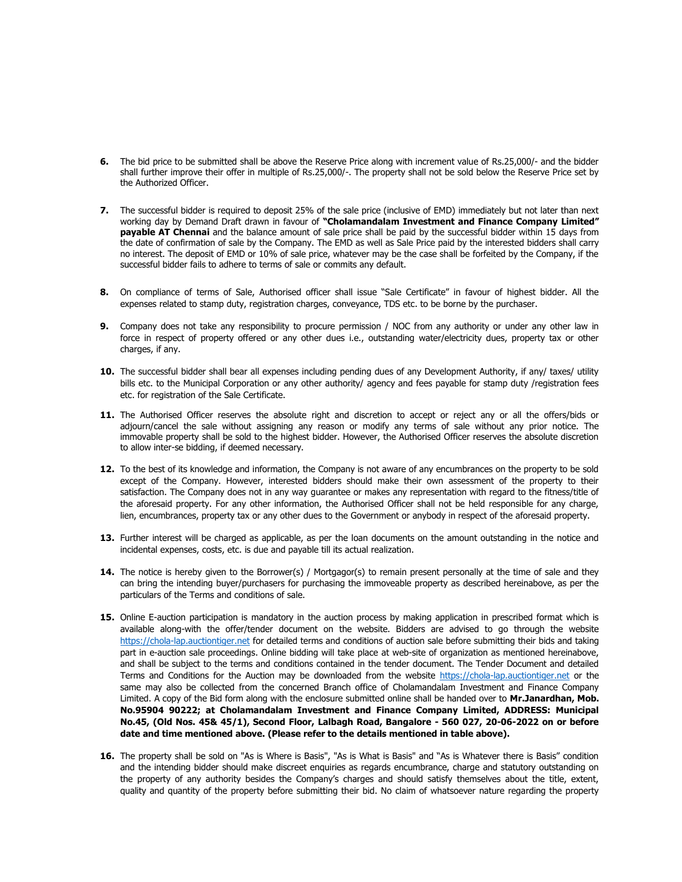6. The bid price to be submitted shall be above the Reserve Price along with increment value of Rs.25,000/- and the bidder shall further improve their offer in multiple of Rs.25,000/-. The property shall not be sold below the Reserve Price set by the Authorized Officer.

7. The successful bidder is required to deposit 25% of the sale price (inclusive of EMD) immediately but not later than next working day by Demand Draft drawn in favour of **"Cholamandalam Investment and Finance Company Limited" payable AT Chennai** and the balance amount of sale price shall be paid by the successful bidder within 15 days from the date of confirmation of sale by the Company. The EMD as well as Sale Price paid by the interested bidders shall carry no interest. The deposit of EMD or 10% of sale price, whatever may be the case shall be forfeited by the Company, if the successful bidder fails to adhere to terms of sale or commits any default.

8. On compliance of terms of Sale, Authorised officer shall issue "Sale Certificate" in favour of highest bidder. All the expenses related to stamp duty, registration charges, conveyance, TDS etc. to be borne by the purchaser.

9. Company does not take any responsibility to procure permission / NOC from any authority or under any other law in force in respect of property offered or any other dues i.e., outstanding water/electricity dues, property tax or other charges, if any.

10. The successful bidder shall bear all expenses including pending dues of any Development Authority, if any/ taxes/ utility bills etc. to the Municipal Corporation or any other authority/ agency and fees payable for stamp duty /registration fees etc. for registration of the Sale Certificate.

11. The Authorised Officer reserves the absolute right and discretion to accept or reject any or all the offers/bids or adjourn/cancel the sale without assigning any reason or modify any terms of sale without any prior notice. The immovable property shall be sold to the highest bidder. However, the Authorised Officer reserves the absolute discretion to allow inter-se bidding, if deemed necessary.

12. To the best of its knowledge and information, the Company is not aware of any encumbrances on the property to be sold except of the Company. However, interested bidders should make their own assessment of the property to their satisfaction. The Company does not in any way guarantee or makes any representation with regard to the fitness/title of the aforesaid property. For any other information, the Authorised Officer shall not be held responsible for any charge, lien, encumbrances, property tax or any other dues to the Government or anybody in respect of the aforesaid property.

13. Further interest will be charged as applicable, as per the loan documents on the amount outstanding in the notice and incidental expenses, costs, etc. is due and payable till its actual realization.

14. The notice is hereby given to the Borrower(s) / Mortgagor(s) to remain present personally at the time of sale and they can bring the intending buyer/purchasers for purchasing the immoveable property as described hereinabove, as per the particulars of the Terms and conditions of sale.

15. Online E-auction participation is mandatory in the auction process by making application in prescribed format which is available along-with the offer/tender document on the website. Bidders are advised to go through the website https://chola-lap.auctiontiger.net for detailed terms and conditions of auction sale before submitting their bids and taking part in e-auction sale proceedings. Online bidding will take place at web-site of organization as mentioned hereinabove, and shall be subject to the terms and conditions contained in the tender document. The Tender Document and detailed Terms and Conditions for the Auction may be downloaded from the website https://chola-lap.auctiontiger.net or the same may also be collected from the concerned Branch office of Cholamandalam Investment and Finance Company Limited. A copy of the Bid form along with the enclosure submitted online shall be handed over to **Mr.Janardhan, Mob. No.95904 90222; at Cholamandalam Investment and Finance Company Limited, ADDRESS: Municipal No.45, (Old Nos. 45& 45/1), Second Floor, Lalbagh Road, Bangalore - 560 027, 20-06-2022 on or before date and time mentioned above. (Please refer to the details mentioned in table above).**

16. The property shall be sold on "As is Where is Basis", "As is What is Basis" and "As is Whatever there is Basis" condition and the intending bidder should make discreet enquiries as regards encumbrance, charge and statutory outstanding on the property of any authority besides the Company's charges and should satisfy themselves about the title, extent, quality and quantity of the property before submitting their bid. No claim of whatsoever nature regarding the property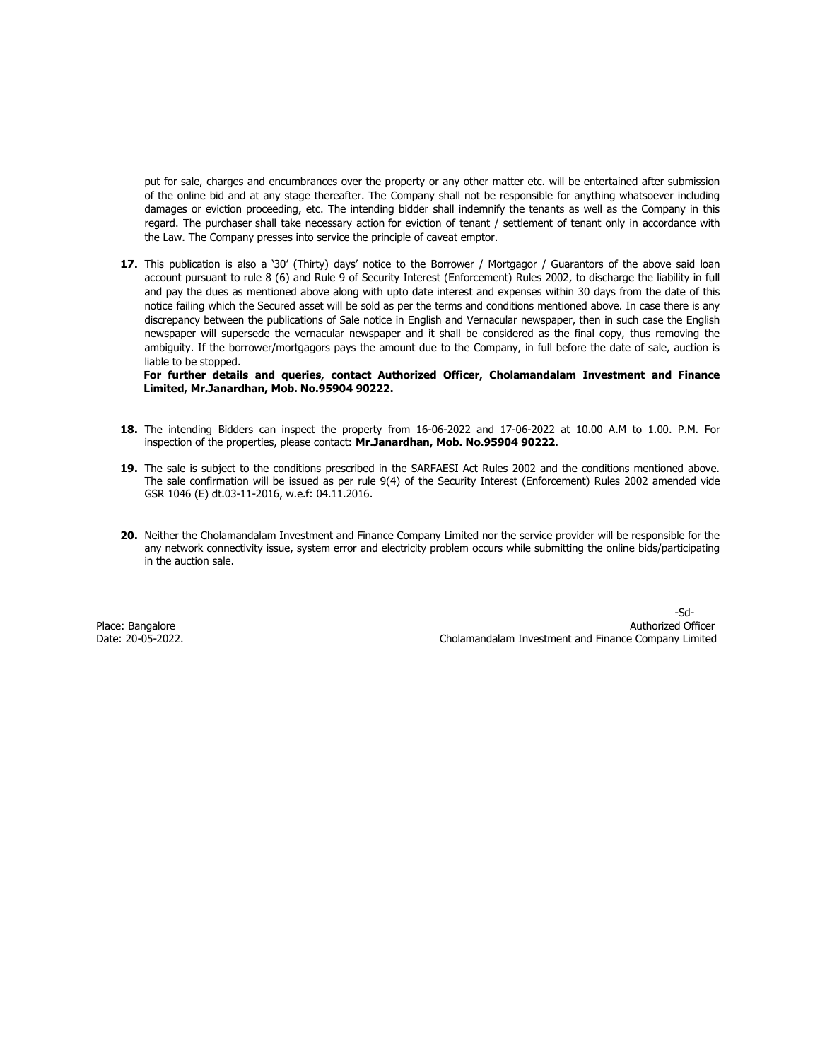put for sale, charges and encumbrances over the property or any other matter etc. will be entertained after submission of the online bid and at any stage thereafter. The Company shall not be responsible for anything whatsoever including damages or eviction proceeding, etc. The intending bidder shall indemnify the tenants as well as the Company in this regard. The purchaser shall take necessary action for eviction of tenant / settlement of tenant only in accordance with the Law. The Company presses into service the principle of caveat emptor.

**17.** This publication is also a '30' (Thirty) days' notice to the Borrower / Mortgagor / Guarantors of the above said loan account pursuant to rule 8 (6) and Rule 9 of Security Interest (Enforcement) Rules 2002, to discharge the liability in full and pay the dues as mentioned above along with upto date interest and expenses within 30 days from the date of this notice failing which the Secured asset will be sold as per the terms and conditions mentioned above. In case there is any discrepancy between the publications of Sale notice in English and Vernacular newspaper, then in such case the English newspaper will supersede the vernacular newspaper and it shall be considered as the final copy, thus removing the ambiguity. If the borrower/mortgagors pays the amount due to the Company, in full before the date of sale, auction is liable to be stopped.

**For further details and queries, contact Authorized Officer, Cholamandalam Investment and Finance Limited, Mr.Janardhan, Mob. No.95904 90222.**

**18.** The intending Bidders can inspect the property from 16-06-2022 and 17-06-2022 at 10.00 A.M to 1.00. P.M. For inspection of the properties, please contact: **Mr.Janardhan, Mob. No.95904 90222**.

**19.** The sale is subject to the conditions prescribed in the SARFAESI Act Rules 2002 and the conditions mentioned above. The sale confirmation will be issued as per rule 9(4) of the Security Interest (Enforcement) Rules 2002 amended vide GSR 1046 (E) dt.03-11-2016, w.e.f: 04.11.2016.

**20.** Neither the Cholamandalam Investment and Finance Company Limited nor the service provider will be responsible for the any network connectivity issue, system error and electricity problem occurs while submitting the online bids/participating in the auction sale.

-Sd-
Authorized Officer
Cholamandalam Investment and Finance Company Limited

Place: Bangalore
Date: 20-05-2022.